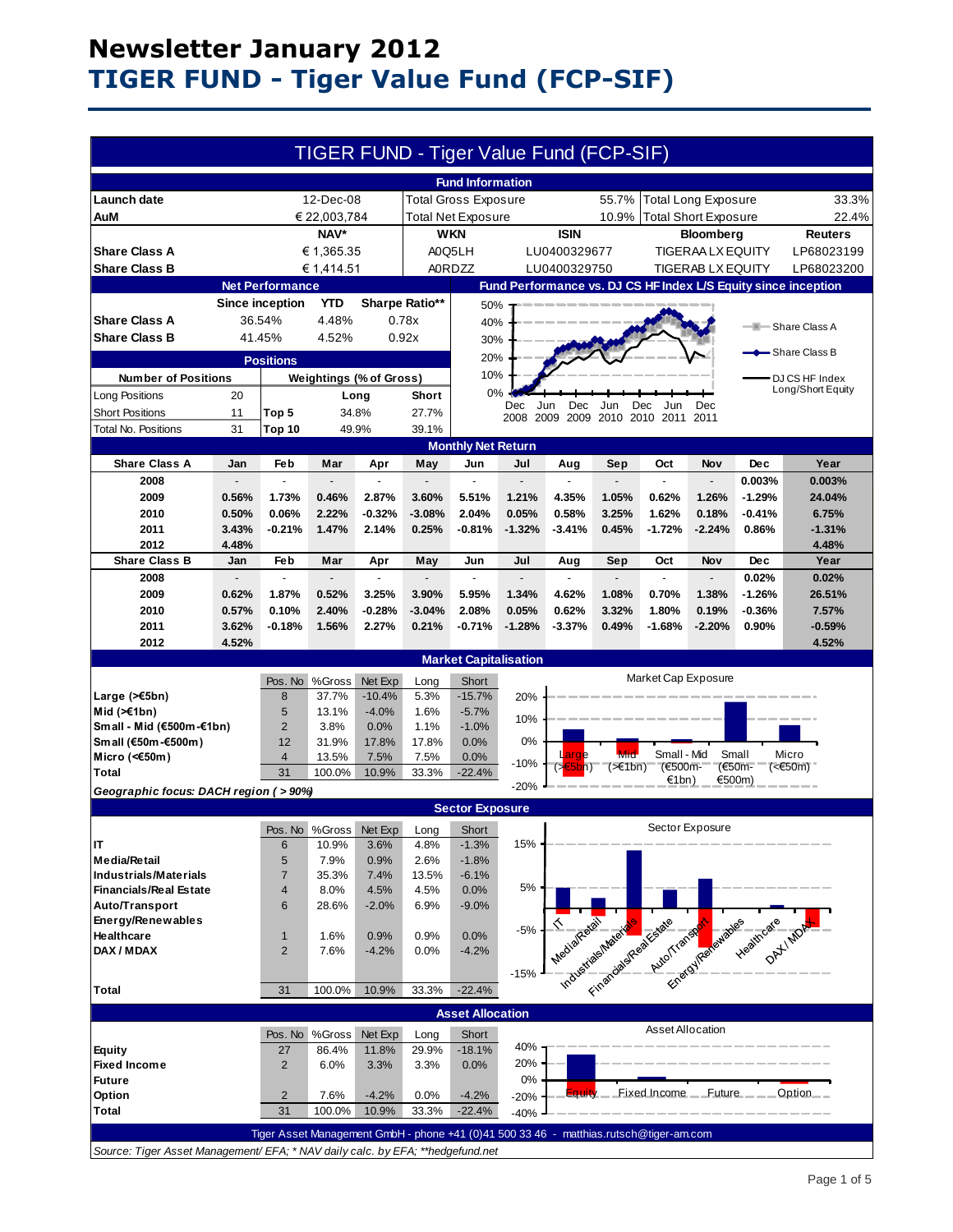# Newsletter January 2012
# TIGER FUND - Tiger Value Fund (FCP-SIF)

## TIGER FUND - Tiger Value Fund (FCP-SIF)

### Fund Information

| | | | | | |
|---|---|---|---|---|---|
| **Launch date** | 12-Dec-08 | Total Gross Exposure | 55.7% | Total Long Exposure | 33.3% |
| **AuM** | € 22,003,784 | Total Net Exposure | 10.9% | Total Short Exposure | 22.4% |

| | NAV* | WKN | ISIN | Bloomberg | Reuters |
|---|---|---|---|---|---|
| **Share Class A** | € 1,365.35 | A0Q5LH | LU0400329677 | TIGERAA LX EQUITY | LP68023199 |
| **Share Class B** | € 1,414.51 | A0RDZZ | LU0400329750 | TIGERAB LX EQUITY | LP68023200 |

### Net Performance

| | Since inception | YTD | Sharpe Ratio** |
|---|---|---|---|
| **Share Class A** | 36.54% | 4.48% | 0.78x |
| **Share Class B** | 41.45% | 4.52% | 0.92x |

### Fund Performance vs. DJ CS HF Index L/S Equity since inception

Legend: Share Class A; Share Class B; DJ CS HF Index Long/Short Equity

### Positions

| Number of Positions | | Weightings (% of Gross) | Long | Short |
|---|---|---|---|---|
| Long Positions | 20 | | | |
| Short Positions | 11 | Top 5 | 34.8% | 27.7% |
| Total No. Positions | 31 | Top 10 | 49.9% | 39.1% |

### Monthly Net Return

| Share Class A | Jan | Feb | Mar | Apr | May | Jun | Jul | Aug | Sep | Oct | Nov | Dec | Year |
|---|---|---|---|---|---|---|---|---|---|---|---|---|---|
| 2008 | - | - | - | - | - | - | - | - | - | - | - | 0.003% | 0.003% |
| 2009 | 0.56% | 1.73% | 0.46% | 2.87% | 3.60% | 5.51% | 1.21% | 4.35% | 1.05% | 0.62% | 1.26% | -1.29% | 24.04% |
| 2010 | 0.50% | 0.06% | 2.22% | -0.32% | -3.08% | 2.04% | 0.05% | 0.58% | 3.25% | 1.62% | 0.18% | -0.41% | 6.75% |
| 2011 | 3.43% | -0.21% | 1.47% | 2.14% | 0.25% | -0.81% | -1.32% | -3.41% | 0.45% | -1.72% | -2.24% | 0.86% | -1.31% |
| 2012 | 4.48% | | | | | | | | | | | | 4.48% |

| Share Class B | Jan | Feb | Mar | Apr | May | Jun | Jul | Aug | Sep | Oct | Nov | Dec | Year |
|---|---|---|---|---|---|---|---|---|---|---|---|---|---|
| 2008 | - | - | - | - | - | - | - | - | - | - | - | 0.02% | 0.02% |
| 2009 | 0.62% | 1.87% | 0.52% | 3.25% | 3.90% | 5.95% | 1.34% | 4.62% | 1.08% | 0.70% | 1.38% | -1.26% | 26.51% |
| 2010 | 0.57% | 0.10% | 2.40% | -0.28% | -3.04% | 2.08% | 0.05% | 0.62% | 3.32% | 1.80% | 0.19% | -0.36% | 7.57% |
| 2011 | 3.62% | -0.18% | 1.56% | 2.27% | 0.21% | -0.71% | -1.28% | -3.37% | 0.49% | -1.68% | -2.20% | 0.90% | -0.59% |
| 2012 | 4.52% | | | | | | | | | | | | 4.52% |

### Market Capitalisation

| | Pos. No | %Gross | Net Exp | Long | Short |
|---|---|---|---|---|---|
| **Large (>€5bn)** | 8 | 37.7% | -10.4% | 5.3% | -15.7% |
| **Mid (>€1bn)** | 5 | 13.1% | -4.0% | 1.6% | -5.7% |
| **Small - Mid (€500m-€1bn)** | 2 | 3.8% | 0.0% | 1.1% | -1.0% |
| **Small (€50m-€500m)** | 12 | 31.9% | 17.8% | 17.8% | 0.0% |
| **Micro (<€50m)** | 4 | 13.5% | 7.5% | 7.5% | 0.0% |
| **Total** | 31 | 100.0% | 10.9% | 33.3% | -22.4% |

*Geographic focus: DACH region ( > 90%)*

### Sector Exposure

| | Pos. No | %Gross | Net Exp | Long | Short |
|---|---|---|---|---|---|
| **IT** | 6 | 10.9% | 3.6% | 4.8% | -1.3% |
| **Media/Retail** | 5 | 7.9% | 0.9% | 2.6% | -1.8% |
| **Industrials/Materials** | 7 | 35.3% | 7.4% | 13.5% | -6.1% |
| **Financials/Real Estate** | 4 | 8.0% | 4.5% | 4.5% | 0.0% |
| **Auto/Transport** | 6 | 28.6% | -2.0% | 6.9% | -9.0% |
| **Energy/Renewables** | | | | | |
| **Healthcare** | 1 | 1.6% | 0.9% | 0.9% | 0.0% |
| **DAX / MDAX** | 2 | 7.6% | -4.2% | 0.0% | -4.2% |
| **Total** | 31 | 100.0% | 10.9% | 33.3% | -22.4% |

### Asset Allocation

| | Pos. No | %Gross | Net Exp | Long | Short |
|---|---|---|---|---|---|
| **Equity** | 27 | 86.4% | 11.8% | 29.9% | -18.1% |
| **Fixed Income** | 2 | 6.0% | 3.3% | 3.3% | 0.0% |
| **Future** | | | | | |
| **Option** | 2 | 7.6% | -4.2% | 0.0% | -4.2% |
| **Total** | 31 | 100.0% | 10.9% | 33.3% | -22.4% |

Tiger Asset Management GmbH - phone +41 (0)41 500 33 46 - matthias.rutsch@tiger-am.com

*Source: Tiger Asset Management/ EFA; * NAV daily calc. by EFA; **hedgefund.net*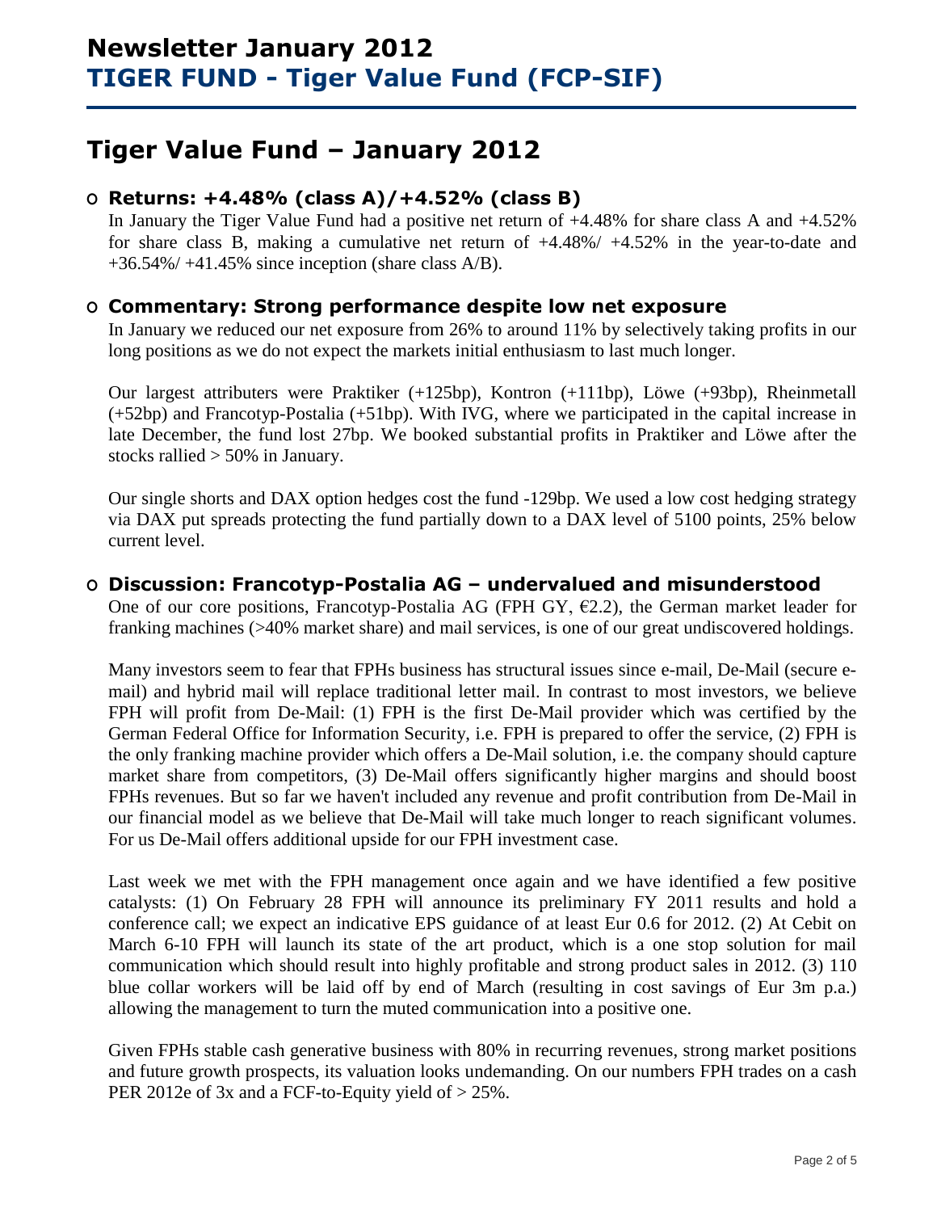# Newsletter January 2012
# TIGER FUND - Tiger Value Fund (FCP-SIF)

## Tiger Value Fund – January 2012

### Returns: +4.48% (class A)/+4.52% (class B)

In January the Tiger Value Fund had a positive net return of +4.48% for share class A and +4.52% for share class B, making a cumulative net return of +4.48%/ +4.52% in the year-to-date and +36.54%/ +41.45% since inception (share class A/B).

### Commentary: Strong performance despite low net exposure

In January we reduced our net exposure from 26% to around 11% by selectively taking profits in our long positions as we do not expect the markets initial enthusiasm to last much longer.

Our largest attributers were Praktiker (+125bp), Kontron (+111bp), Löwe (+93bp), Rheinmetall (+52bp) and Francotyp-Postalia (+51bp). With IVG, where we participated in the capital increase in late December, the fund lost 27bp. We booked substantial profits in Praktiker and Löwe after the stocks rallied > 50% in January.

Our single shorts and DAX option hedges cost the fund -129bp. We used a low cost hedging strategy via DAX put spreads protecting the fund partially down to a DAX level of 5100 points, 25% below current level.

### Discussion: Francotyp-Postalia AG – undervalued and misunderstood

One of our core positions, Francotyp-Postalia AG (FPH GY, €2.2), the German market leader for franking machines (>40% market share) and mail services, is one of our great undiscovered holdings.

Many investors seem to fear that FPHs business has structural issues since e-mail, De-Mail (secure e-mail) and hybrid mail will replace traditional letter mail. In contrast to most investors, we believe FPH will profit from De-Mail: (1) FPH is the first De-Mail provider which was certified by the German Federal Office for Information Security, i.e. FPH is prepared to offer the service, (2) FPH is the only franking machine provider which offers a De-Mail solution, i.e. the company should capture market share from competitors, (3) De-Mail offers significantly higher margins and should boost FPHs revenues. But so far we haven't included any revenue and profit contribution from De-Mail in our financial model as we believe that De-Mail will take much longer to reach significant volumes. For us De-Mail offers additional upside for our FPH investment case.

Last week we met with the FPH management once again and we have identified a few positive catalysts: (1) On February 28 FPH will announce its preliminary FY 2011 results and hold a conference call; we expect an indicative EPS guidance of at least Eur 0.6 for 2012. (2) At Cebit on March 6-10 FPH will launch its state of the art product, which is a one stop solution for mail communication which should result into highly profitable and strong product sales in 2012. (3) 110 blue collar workers will be laid off by end of March (resulting in cost savings of Eur 3m p.a.) allowing the management to turn the muted communication into a positive one.

Given FPHs stable cash generative business with 80% in recurring revenues, strong market positions and future growth prospects, its valuation looks undemanding. On our numbers FPH trades on a cash PER 2012e of 3x and a FCF-to-Equity yield of > 25%.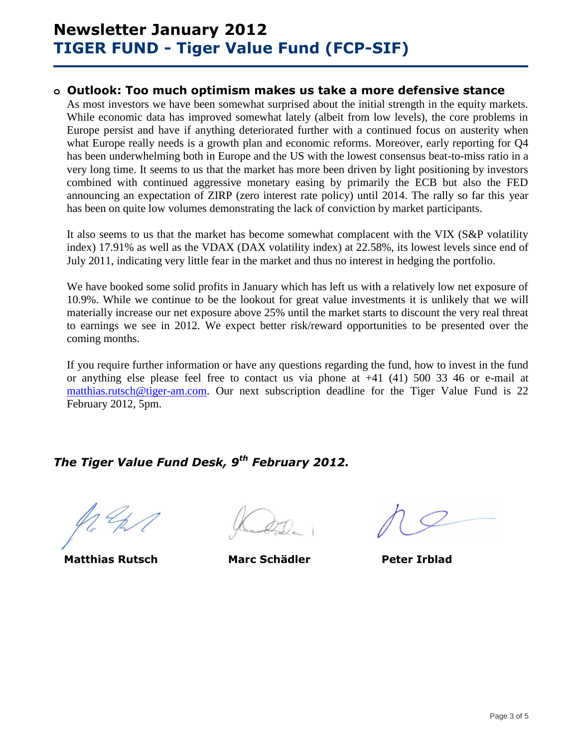# Newsletter January 2012
# TIGER FUND - Tiger Value Fund (FCP-SIF)

- ## Outlook: Too much optimism makes us take a more defensive stance

As most investors we have been somewhat surprised about the initial strength in the equity markets. While economic data has improved somewhat lately (albeit from low levels), the core problems in Europe persist and have if anything deteriorated further with a continued focus on austerity when what Europe really needs is a growth plan and economic reforms. Moreover, early reporting for Q4 has been underwhelming both in Europe and the US with the lowest consensus beat-to-miss ratio in a very long time. It seems to us that the market has more been driven by light positioning by investors combined with continued aggressive monetary easing by primarily the ECB but also the FED announcing an expectation of ZIRP (zero interest rate policy) until 2014. The rally so far this year has been on quite low volumes demonstrating the lack of conviction by market participants.

It also seems to us that the market has become somewhat complacent with the VIX (S&P volatility index) 17.91% as well as the VDAX (DAX volatility index) at 22.58%, its lowest levels since end of July 2011, indicating very little fear in the market and thus no interest in hedging the portfolio.

We have booked some solid profits in January which has left us with a relatively low net exposure of 10.9%. While we continue to be the lookout for great value investments it is unlikely that we will materially increase our net exposure above 25% until the market starts to discount the very real threat to earnings we see in 2012. We expect better risk/reward opportunities to be presented over the coming months.

If you require further information or have any questions regarding the fund, how to invest in the fund or anything else please feel free to contact us via phone at +41 (41) 500 33 46 or e-mail at matthias.rutsch@tiger-am.com. Our next subscription deadline for the Tiger Value Fund is 22 February 2012, 5pm.

***The Tiger Value Fund Desk, 9th February 2012.***

**Matthias Rutsch** | **Marc Schädler** | **Peter Irblad**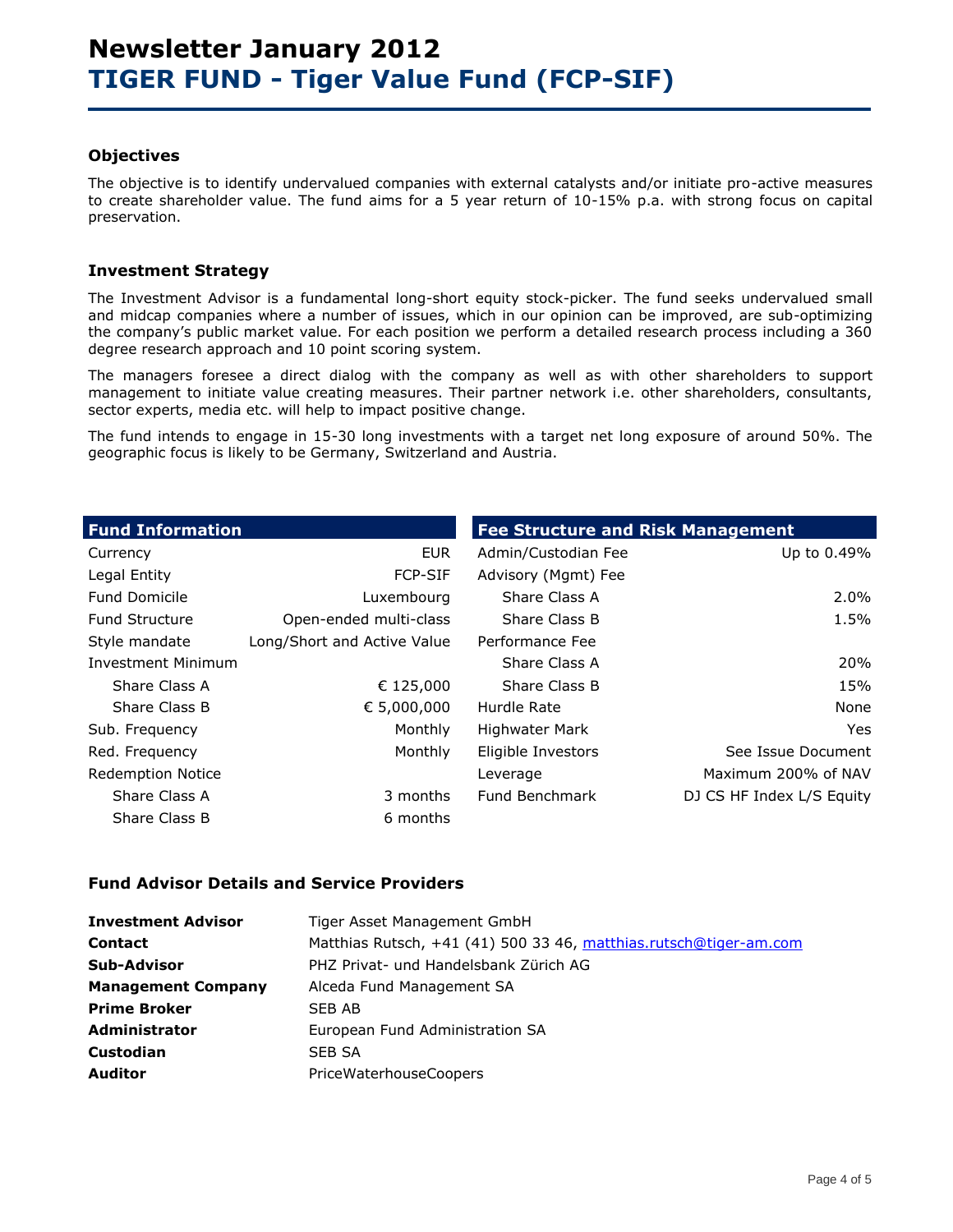# Newsletter January 2012
# TIGER FUND - Tiger Value Fund (FCP-SIF)

### Objectives

The objective is to identify undervalued companies with external catalysts and/or initiate pro-active measures to create shareholder value. The fund aims for a 5 year return of 10-15% p.a. with strong focus on capital preservation.

### Investment Strategy

The Investment Advisor is a fundamental long-short equity stock-picker. The fund seeks undervalued small and midcap companies where a number of issues, which in our opinion can be improved, are sub-optimizing the company's public market value. For each position we perform a detailed research process including a 360 degree research approach and 10 point scoring system.

The managers foresee a direct dialog with the company as well as with other shareholders to support management to initiate value creating measures. Their partner network i.e. other shareholders, consultants, sector experts, media etc. will help to impact positive change.

The fund intends to engage in 15-30 long investments with a target net long exposure of around 50%. The geographic focus is likely to be Germany, Switzerland and Austria.

| Fund Information | |
|---|---|
| Currency | EUR |
| Legal Entity | FCP-SIF |
| Fund Domicile | Luxembourg |
| Fund Structure | Open-ended multi-class |
| Style mandate | Long/Short and Active Value |
| Investment Minimum | |
| Share Class A | € 125,000 |
| Share Class B | € 5,000,000 |
| Sub. Frequency | Monthly |
| Red. Frequency | Monthly |
| Redemption Notice | |
| Share Class A | 3 months |
| Share Class B | 6 months |

| Fee Structure and Risk Management | |
|---|---|
| Admin/Custodian Fee | Up to 0.49% |
| Advisory (Mgmt) Fee | |
| Share Class A | 2.0% |
| Share Class B | 1.5% |
| Performance Fee | |
| Share Class A | 20% |
| Share Class B | 15% |
| Hurdle Rate | None |
| Highwater Mark | Yes |
| Eligible Investors | See Issue Document |
| Leverage | Maximum 200% of NAV |
| Fund Benchmark | DJ CS HF Index L/S Equity |

### Fund Advisor Details and Service Providers

| | |
|---|---|
| **Investment Advisor** | Tiger Asset Management GmbH |
| **Contact** | Matthias Rutsch, +41 (41) 500 33 46, matthias.rutsch@tiger-am.com |
| **Sub-Advisor** | PHZ Privat- und Handelsbank Zürich AG |
| **Management Company** | Alceda Fund Management SA |
| **Prime Broker** | SEB AB |
| **Administrator** | European Fund Administration SA |
| **Custodian** | SEB SA |
| **Auditor** | PriceWaterhouseCoopers |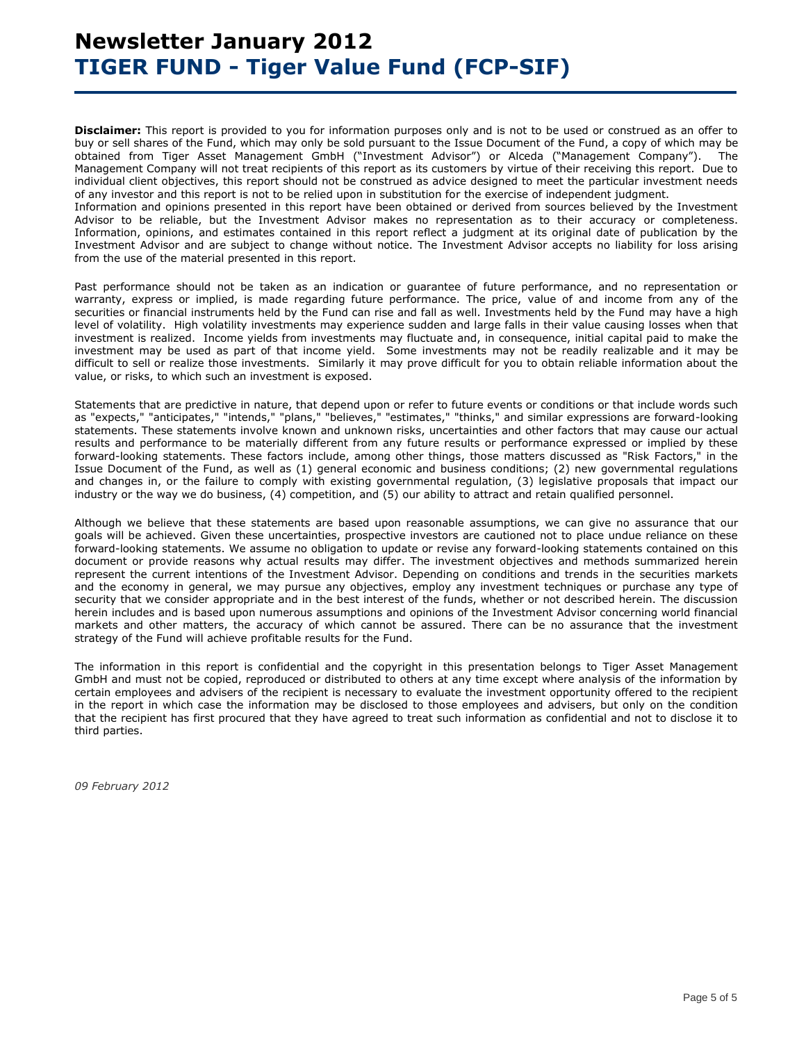**Disclaimer:** This report is provided to you for information purposes only and is not to be used or construed as an offer to buy or sell shares of the Fund, which may only be sold pursuant to the Issue Document of the Fund, a copy of which may be obtained from Tiger Asset Management GmbH ("Investment Advisor") or Alceda ("Management Company"). The Management Company will not treat recipients of this report as its customers by virtue of their receiving this report. Due to individual client objectives, this report should not be construed as advice designed to meet the particular investment needs of any investor and this report is not to be relied upon in substitution for the exercise of independent judgment.
Information and opinions presented in this report have been obtained or derived from sources believed by the Investment Advisor to be reliable, but the Investment Advisor makes no representation as to their accuracy or completeness. Information, opinions, and estimates contained in this report reflect a judgment at its original date of publication by the Investment Advisor and are subject to change without notice. The Investment Advisor accepts no liability for loss arising from the use of the material presented in this report.

Past performance should not be taken as an indication or guarantee of future performance, and no representation or warranty, express or implied, is made regarding future performance. The price, value of and income from any of the securities or financial instruments held by the Fund can rise and fall as well. Investments held by the Fund may have a high level of volatility. High volatility investments may experience sudden and large falls in their value causing losses when that investment is realized. Income yields from investments may fluctuate and, in consequence, initial capital paid to make the investment may be used as part of that income yield. Some investments may not be readily realizable and it may be difficult to sell or realize those investments. Similarly it may prove difficult for you to obtain reliable information about the value, or risks, to which such an investment is exposed.

Statements that are predictive in nature, that depend upon or refer to future events or conditions or that include words such as "expects," "anticipates," "intends," "plans," "believes," "estimates," "thinks," and similar expressions are forward-looking statements. These statements involve known and unknown risks, uncertainties and other factors that may cause our actual results and performance to be materially different from any future results or performance expressed or implied by these forward-looking statements. These factors include, among other things, those matters discussed as "Risk Factors," in the Issue Document of the Fund, as well as (1) general economic and business conditions; (2) new governmental regulations and changes in, or the failure to comply with existing governmental regulation, (3) legislative proposals that impact our industry or the way we do business, (4) competition, and (5) our ability to attract and retain qualified personnel.

Although we believe that these statements are based upon reasonable assumptions, we can give no assurance that our goals will be achieved. Given these uncertainties, prospective investors are cautioned not to place undue reliance on these forward-looking statements. We assume no obligation to update or revise any forward-looking statements contained on this document or provide reasons why actual results may differ. The investment objectives and methods summarized herein represent the current intentions of the Investment Advisor. Depending on conditions and trends in the securities markets and the economy in general, we may pursue any objectives, employ any investment techniques or purchase any type of security that we consider appropriate and in the best interest of the funds, whether or not described herein. The discussion herein includes and is based upon numerous assumptions and opinions of the Investment Advisor concerning world financial markets and other matters, the accuracy of which cannot be assured. There can be no assurance that the investment strategy of the Fund will achieve profitable results for the Fund.

The information in this report is confidential and the copyright in this presentation belongs to Tiger Asset Management GmbH and must not be copied, reproduced or distributed to others at any time except where analysis of the information by certain employees and advisers of the recipient is necessary to evaluate the investment opportunity offered to the recipient in the report in which case the information may be disclosed to those employees and advisers, but only on the condition that the recipient has first procured that they have agreed to treat such information as confidential and not to disclose it to third parties.

*09 February 2012*